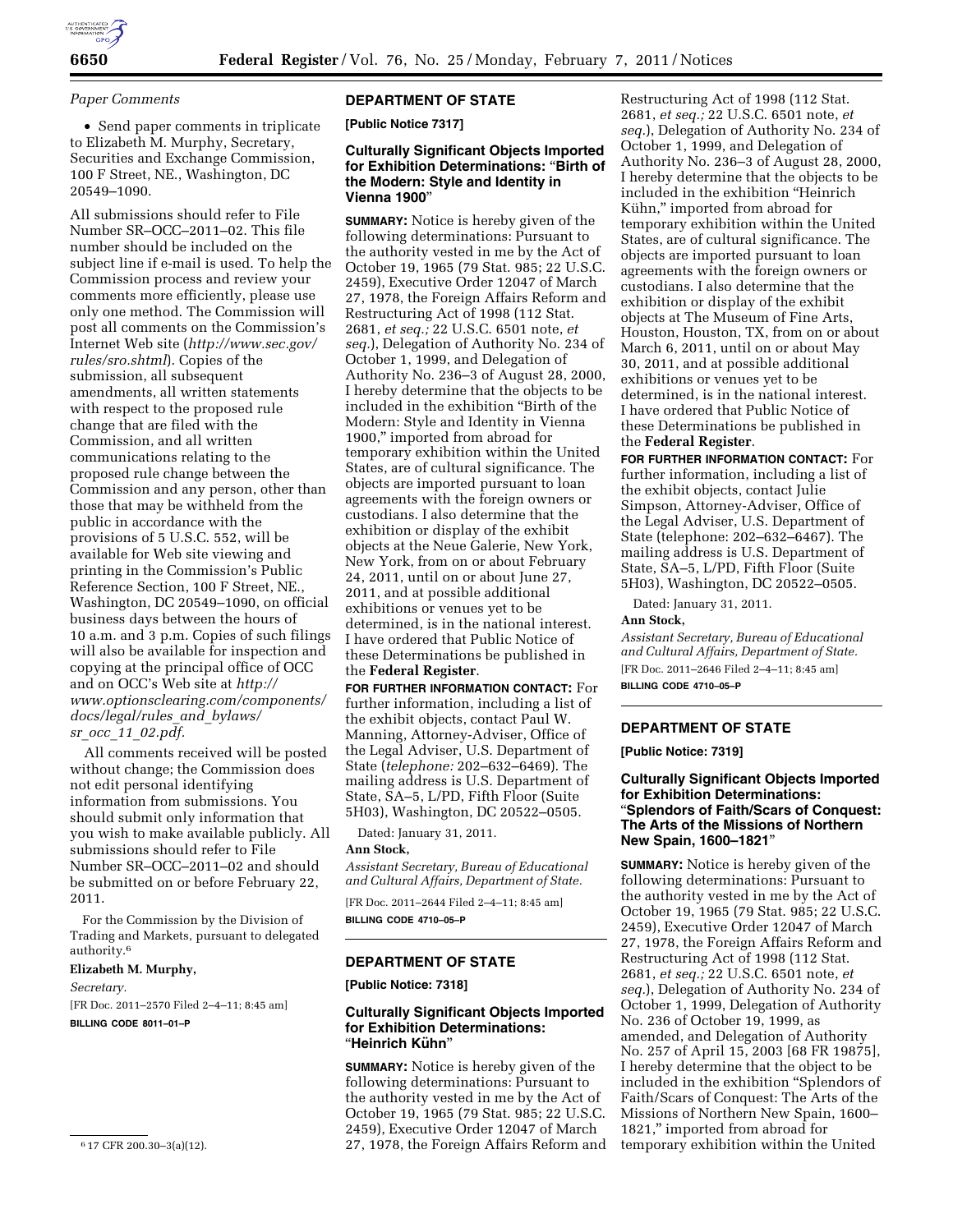*Paper Comments*

- Send paper comments in triplicate to Elizabeth M. Murphy, Secretary, Securities and Exchange Commission, 100 F Street, NE., Washington, DC 20549–1090.

All submissions should refer to File Number SR–OCC–2011–02. This file number should be included on the subject line if e-mail is used. To help the Commission process and review your comments more efficiently, please use only one method. The Commission will post all comments on the Commission's Internet Web site (*http://www.sec.gov/rules/sro.shtml*). Copies of the submission, all subsequent amendments, all written statements with respect to the proposed rule change that are filed with the Commission, and all written communications relating to the proposed rule change between the Commission and any person, other than those that may be withheld from the public in accordance with the provisions of 5 U.S.C. 552, will be available for Web site viewing and printing in the Commission's Public Reference Section, 100 F Street, NE., Washington, DC 20549–1090, on official business days between the hours of 10 a.m. and 3 p.m. Copies of such filings will also be available for inspection and copying at the principal office of OCC and on OCC's Web site at *http://www.optionsclearing.com/components/docs/legal/rules_and_bylaws/sr_occ_11_02.pdf*.

All comments received will be posted without change; the Commission does not edit personal identifying information from submissions. You should submit only information that you wish to make available publicly. All submissions should refer to File Number SR–OCC–2011–02 and should be submitted on or before February 22, 2011.

For the Commission by the Division of Trading and Markets, pursuant to delegated authority.[6]

**Elizabeth M. Murphy,**

*Secretary.*

[FR Doc. 2011–2570 Filed 2–4–11; 8:45 am]

**BILLING CODE 8011–01–P**

[6] 17 CFR 200.30–3(a)(12).

## DEPARTMENT OF STATE

**[Public Notice 7317]**

### Culturally Significant Objects Imported for Exhibition Determinations: "Birth of the Modern: Style and Identity in Vienna 1900"

**SUMMARY:** Notice is hereby given of the following determinations: Pursuant to the authority vested in me by the Act of October 19, 1965 (79 Stat. 985; 22 U.S.C. 2459), Executive Order 12047 of March 27, 1978, the Foreign Affairs Reform and Restructuring Act of 1998 (112 Stat. 2681, *et seq.;* 22 U.S.C. 6501 note, *et seq.*), Delegation of Authority No. 234 of October 1, 1999, and Delegation of Authority No. 236–3 of August 28, 2000, I hereby determine that the objects to be included in the exhibition "Birth of the Modern: Style and Identity in Vienna 1900," imported from abroad for temporary exhibition within the United States, are of cultural significance. The objects are imported pursuant to loan agreements with the foreign owners or custodians. I also determine that the exhibition or display of the exhibit objects at the Neue Galerie, New York, New York, from on or about February 24, 2011, until on or about June 27, 2011, and at possible additional exhibitions or venues yet to be determined, is in the national interest. I have ordered that Public Notice of these Determinations be published in the **Federal Register**.

**FOR FURTHER INFORMATION CONTACT:** For further information, including a list of the exhibit objects, contact Paul W. Manning, Attorney-Adviser, Office of the Legal Adviser, U.S. Department of State (*telephone:* 202–632–6469). The mailing address is U.S. Department of State, SA–5, L/PD, Fifth Floor (Suite 5H03), Washington, DC 20522–0505.

Dated: January 31, 2011.

**Ann Stock,**

*Assistant Secretary, Bureau of Educational and Cultural Affairs, Department of State.*

[FR Doc. 2011–2644 Filed 2–4–11; 8:45 am]

**BILLING CODE 4710–05–P**

## DEPARTMENT OF STATE

**[Public Notice: 7318]**

### Culturally Significant Objects Imported for Exhibition Determinations: "Heinrich Kühn"

**SUMMARY:** Notice is hereby given of the following determinations: Pursuant to the authority vested in me by the Act of October 19, 1965 (79 Stat. 985; 22 U.S.C. 2459), Executive Order 12047 of March 27, 1978, the Foreign Affairs Reform and Restructuring Act of 1998 (112 Stat. 2681, *et seq.;* 22 U.S.C. 6501 note, *et seq.*), Delegation of Authority No. 234 of October 1, 1999, and Delegation of Authority No. 236–3 of August 28, 2000, I hereby determine that the objects to be included in the exhibition "Heinrich Kühn," imported from abroad for temporary exhibition within the United States, are of cultural significance. The objects are imported pursuant to loan agreements with the foreign owners or custodians. I also determine that the exhibition or display of the exhibit objects at The Museum of Fine Arts, Houston, Houston, TX, from on or about March 6, 2011, until on or about May 30, 2011, and at possible additional exhibitions or venues yet to be determined, is in the national interest. I have ordered that Public Notice of these Determinations be published in the **Federal Register**.

**FOR FURTHER INFORMATION CONTACT:** For further information, including a list of the exhibit objects, contact Julie Simpson, Attorney-Adviser, Office of the Legal Adviser, U.S. Department of State (telephone: 202–632–6467). The mailing address is U.S. Department of State, SA–5, L/PD, Fifth Floor (Suite 5H03), Washington, DC 20522–0505.

Dated: January 31, 2011.

**Ann Stock,**

*Assistant Secretary, Bureau of Educational and Cultural Affairs, Department of State.*

[FR Doc. 2011–2646 Filed 2–4–11; 8:45 am]

**BILLING CODE 4710–05–P**

## DEPARTMENT OF STATE

**[Public Notice: 7319]**

### Culturally Significant Objects Imported for Exhibition Determinations: "Splendors of Faith/Scars of Conquest: The Arts of the Missions of Northern New Spain, 1600–1821"

**SUMMARY:** Notice is hereby given of the following determinations: Pursuant to the authority vested in me by the Act of October 19, 1965 (79 Stat. 985; 22 U.S.C. 2459), Executive Order 12047 of March 27, 1978, the Foreign Affairs Reform and Restructuring Act of 1998 (112 Stat. 2681, *et seq.;* 22 U.S.C. 6501 note, *et seq.*), Delegation of Authority No. 234 of October 1, 1999, Delegation of Authority No. 236 of October 19, 1999, as amended, and Delegation of Authority No. 257 of April 15, 2003 [68 FR 19875], I hereby determine that the object to be included in the exhibition "Splendors of Faith/Scars of Conquest: The Arts of the Missions of Northern New Spain, 1600–1821," imported from abroad for temporary exhibition within the United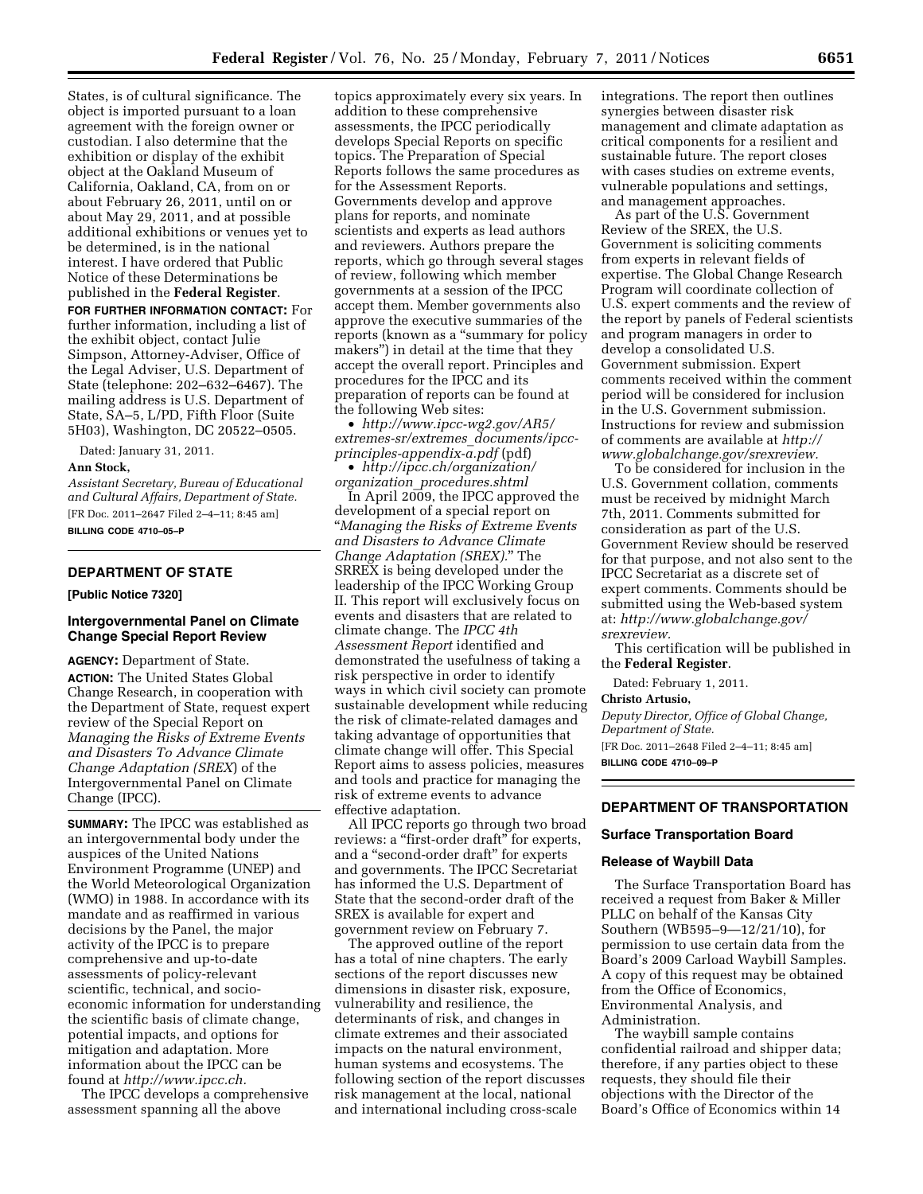States, is of cultural significance. The object is imported pursuant to a loan agreement with the foreign owner or custodian. I also determine that the exhibition or display of the exhibit object at the Oakland Museum of California, Oakland, CA, from on or about February 26, 2011, until on or about May 29, 2011, and at possible additional exhibitions or venues yet to be determined, is in the national interest. I have ordered that Public Notice of these Determinations be published in the **Federal Register**.

**FOR FURTHER INFORMATION CONTACT:** For further information, including a list of the exhibit object, contact Julie Simpson, Attorney-Adviser, Office of the Legal Adviser, U.S. Department of State (telephone: 202–632–6467). The mailing address is U.S. Department of State, SA–5, L/PD, Fifth Floor (Suite 5H03), Washington, DC 20522–0505.

Dated: January 31, 2011.

**Ann Stock,**

*Assistant Secretary, Bureau of Educational and Cultural Affairs, Department of State.*

[FR Doc. 2011–2647 Filed 2–4–11; 8:45 am]

**BILLING CODE 4710–05–P**

---

## DEPARTMENT OF STATE

**[Public Notice 7320]**

### Intergovernmental Panel on Climate Change Special Report Review

**AGENCY:** Department of State.

**ACTION:** The United States Global Change Research, in cooperation with the Department of State, request expert review of the Special Report on *Managing the Risks of Extreme Events and Disasters To Advance Climate Change Adaptation (SREX*) of the Intergovernmental Panel on Climate Change (IPCC).

**SUMMARY:** The IPCC was established as an intergovernmental body under the auspices of the United Nations Environment Programme (UNEP) and the World Meteorological Organization (WMO) in 1988. In accordance with its mandate and as reaffirmed in various decisions by the Panel, the major activity of the IPCC is to prepare comprehensive and up-to-date assessments of policy-relevant scientific, technical, and socio-economic information for understanding the scientific basis of climate change, potential impacts, and options for mitigation and adaptation. More information about the IPCC can be found at *http://www.ipcc.ch.*

The IPCC develops a comprehensive assessment spanning all the above topics approximately every six years. In addition to these comprehensive assessments, the IPCC periodically develops Special Reports on specific topics. The Preparation of Special Reports follows the same procedures as for the Assessment Reports. Governments develop and approve plans for reports, and nominate scientists and experts as lead authors and reviewers. Authors prepare the reports, which go through several stages of review, following which member governments at a session of the IPCC accept them. Member governments also approve the executive summaries of the reports (known as a "summary for policy makers") in detail at the time that they accept the overall report. Principles and procedures for the IPCC and its preparation of reports can be found at the following Web sites:

- *http://www.ipcc-wg2.gov/AR5/extremes-sr/extremes_documents/ipcc-principles-appendix-a.pdf* (pdf)
- *http://ipcc.ch/organization/organization_procedures.shtml*

In April 2009, the IPCC approved the development of a special report on "*Managing the Risks of Extreme Events and Disasters to Advance Climate Change Adaptation (SREX).*" The SRREX is being developed under the leadership of the IPCC Working Group II. This report will exclusively focus on events and disasters that are related to climate change. The *IPCC 4th Assessment Report* identified and demonstrated the usefulness of taking a risk perspective in order to identify ways in which civil society can promote sustainable development while reducing the risk of climate-related damages and taking advantage of opportunities that climate change will offer. This Special Report aims to assess policies, measures and tools and practice for managing the risk of extreme events to advance effective adaptation.

All IPCC reports go through two broad reviews: a "first-order draft" for experts, and a "second-order draft" for experts and governments. The IPCC Secretariat has informed the U.S. Department of State that the second-order draft of the SREX is available for expert and government review on February 7.

The approved outline of the report has a total of nine chapters. The early sections of the report discusses new dimensions in disaster risk, exposure, vulnerability and resilience, the determinants of risk, and changes in climate extremes and their associated impacts on the natural environment, human systems and ecosystems. The following section of the report discusses risk management at the local, national and international including cross-scale integrations. The report then outlines synergies between disaster risk management and climate adaptation as critical components for a resilient and sustainable future. The report closes with cases studies on extreme events, vulnerable populations and settings, and management approaches.

As part of the U.S. Government Review of the SREX, the U.S. Government is soliciting comments from experts in relevant fields of expertise. The Global Change Research Program will coordinate collection of U.S. expert comments and the review of the report by panels of Federal scientists and program managers in order to develop a consolidated U.S. Government submission. Expert comments received within the comment period will be considered for inclusion in the U.S. Government submission. Instructions for review and submission of comments are available at *http://www.globalchange.gov/srexreview.*

To be considered for inclusion in the U.S. Government collation, comments must be received by midnight March 7th, 2011. Comments submitted for consideration as part of the U.S. Government Review should be reserved for that purpose, and not also sent to the IPCC Secretariat as a discrete set of expert comments. Comments should be submitted using the Web-based system at: *http://www.globalchange.gov/srexreview.*

This certification will be published in the **Federal Register**.

Dated: February 1, 2011.

**Christo Artusio,**

*Deputy Director, Office of Global Change, Department of State.*

[FR Doc. 2011–2648 Filed 2–4–11; 8:45 am]

**BILLING CODE 4710–09–P**

---

## DEPARTMENT OF TRANSPORTATION

### Surface Transportation Board

### Release of Waybill Data

The Surface Transportation Board has received a request from Baker & Miller PLLC on behalf of the Kansas City Southern (WB595–9—12/21/10), for permission to use certain data from the Board's 2009 Carload Waybill Samples. A copy of this request may be obtained from the Office of Economics, Environmental Analysis, and Administration.

The waybill sample contains confidential railroad and shipper data; therefore, if any parties object to these requests, they should file their objections with the Director of the Board's Office of Economics within 14